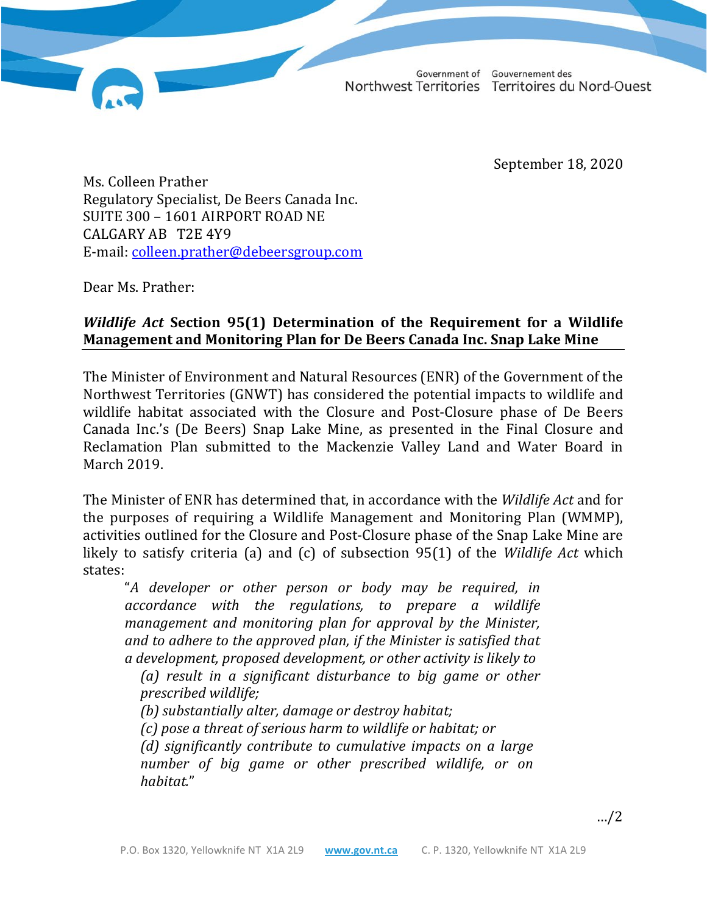Government of Northwest Territories | Gouvernement des Territoires du Nord-Ouest

September 18, 2020

Ms. Colleen Prather
Regulatory Specialist, De Beers Canada Inc.
SUITE 300 – 1601 AIRPORT ROAD NE
CALGARY AB T2E 4Y9
E-mail: colleen.prather@debeersgroup.com

Dear Ms. Prather:

***Wildlife Act* Section 95(1) Determination of the Requirement for a Wildlife Management and Monitoring Plan for De Beers Canada Inc. Snap Lake Mine**

The Minister of Environment and Natural Resources (ENR) of the Government of the Northwest Territories (GNWT) has considered the potential impacts to wildlife and wildlife habitat associated with the Closure and Post-Closure phase of De Beers Canada Inc.'s (De Beers) Snap Lake Mine, as presented in the Final Closure and Reclamation Plan submitted to the Mackenzie Valley Land and Water Board in March 2019.

The Minister of ENR has determined that, in accordance with the *Wildlife Act* and for the purposes of requiring a Wildlife Management and Monitoring Plan (WMMP), activities outlined for the Closure and Post-Closure phase of the Snap Lake Mine are likely to satisfy criteria (a) and (c) of subsection 95(1) of the *Wildlife Act* which states:

> "*A developer or other person or body may be required, in accordance with the regulations, to prepare a wildlife management and monitoring plan for approval by the Minister, and to adhere to the approved plan, if the Minister is satisfied that a development, proposed development, or other activity is likely to*
>
> *(a) result in a significant disturbance to big game or other prescribed wildlife;*
>
> *(b) substantially alter, damage or destroy habitat;*
>
> *(c) pose a threat of serious harm to wildlife or habitat; or*
>
> *(d) significantly contribute to cumulative impacts on a large number of big game or other prescribed wildlife, or on habitat.*"

.../2

P.O. Box 1320, Yellowknife NT X1A 2L9 www.gov.nt.ca C. P. 1320, Yellowknife NT X1A 2L9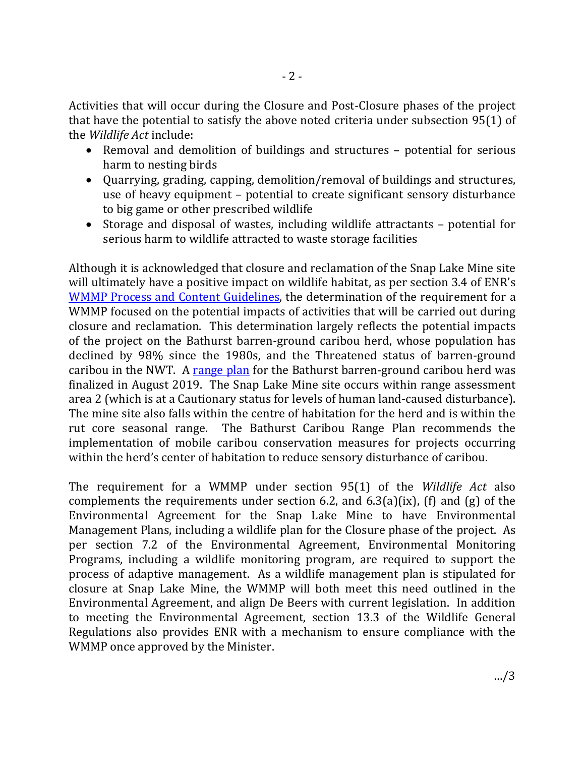Activities that will occur during the Closure and Post-Closure phases of the project that have the potential to satisfy the above noted criteria under subsection 95(1) of the *Wildlife Act* include:

- Removal and demolition of buildings and structures – potential for serious harm to nesting birds
- Quarrying, grading, capping, demolition/removal of buildings and structures, use of heavy equipment – potential to create significant sensory disturbance to big game or other prescribed wildlife
- Storage and disposal of wastes, including wildlife attractants – potential for serious harm to wildlife attracted to waste storage facilities

Although it is acknowledged that closure and reclamation of the Snap Lake Mine site will ultimately have a positive impact on wildlife habitat, as per section 3.4 of ENR's WMMP Process and Content Guidelines, the determination of the requirement for a WMMP focused on the potential impacts of activities that will be carried out during closure and reclamation. This determination largely reflects the potential impacts of the project on the Bathurst barren-ground caribou herd, whose population has declined by 98% since the 1980s, and the Threatened status of barren-ground caribou in the NWT. A range plan for the Bathurst barren-ground caribou herd was finalized in August 2019. The Snap Lake Mine site occurs within range assessment area 2 (which is at a Cautionary status for levels of human land-caused disturbance). The mine site also falls within the centre of habitation for the herd and is within the rut core seasonal range. The Bathurst Caribou Range Plan recommends the implementation of mobile caribou conservation measures for projects occurring within the herd's center of habitation to reduce sensory disturbance of caribou.

The requirement for a WMMP under section 95(1) of the *Wildlife Act* also complements the requirements under section 6.2, and 6.3(a)(ix), (f) and (g) of the Environmental Agreement for the Snap Lake Mine to have Environmental Management Plans, including a wildlife plan for the Closure phase of the project. As per section 7.2 of the Environmental Agreement, Environmental Monitoring Programs, including a wildlife monitoring program, are required to support the process of adaptive management. As a wildlife management plan is stipulated for closure at Snap Lake Mine, the WMMP will both meet this need outlined in the Environmental Agreement, and align De Beers with current legislation. In addition to meeting the Environmental Agreement, section 13.3 of the Wildlife General Regulations also provides ENR with a mechanism to ensure compliance with the WMMP once approved by the Minister.

…/3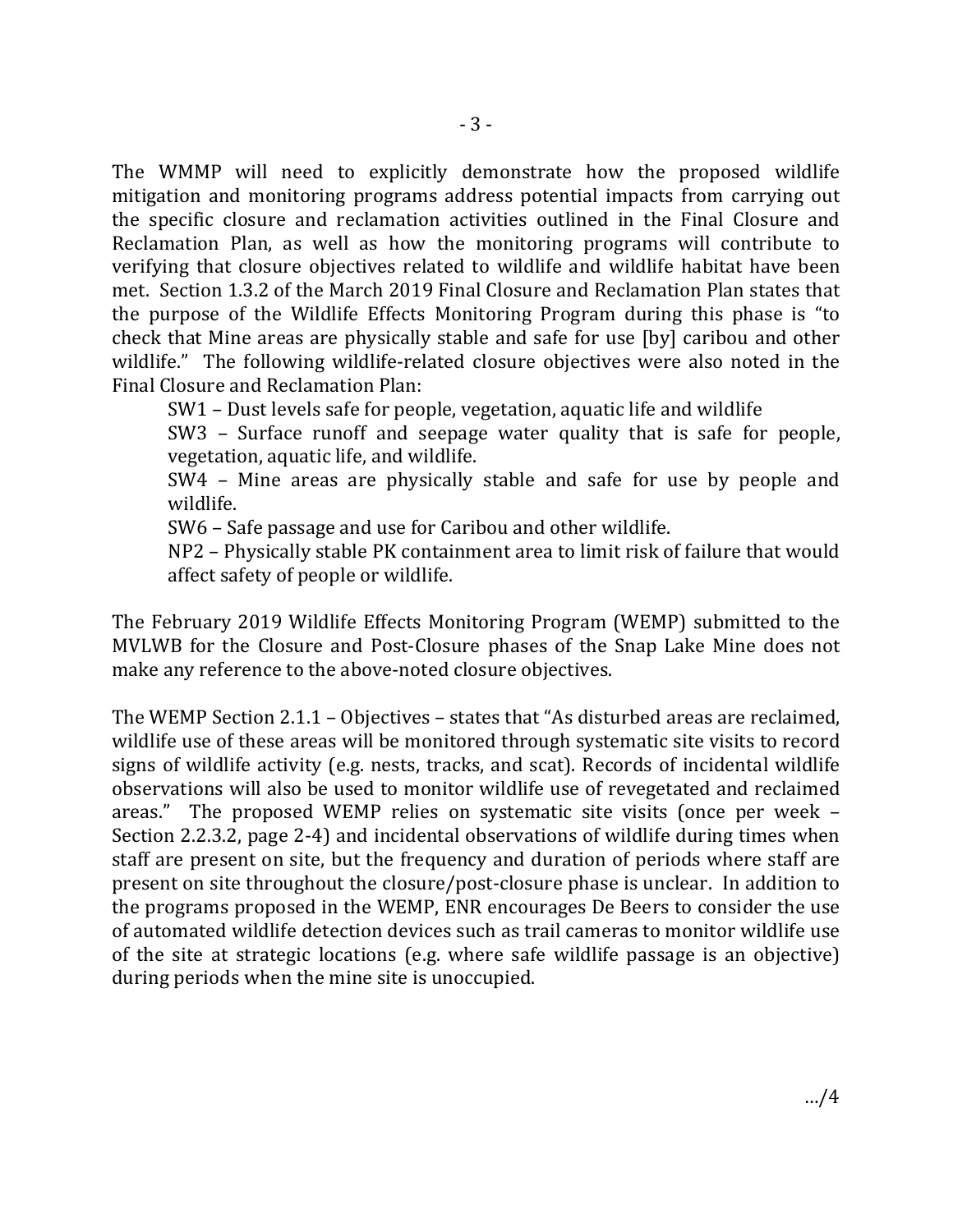The WMMP will need to explicitly demonstrate how the proposed wildlife mitigation and monitoring programs address potential impacts from carrying out the specific closure and reclamation activities outlined in the Final Closure and Reclamation Plan, as well as how the monitoring programs will contribute to verifying that closure objectives related to wildlife and wildlife habitat have been met. Section 1.3.2 of the March 2019 Final Closure and Reclamation Plan states that the purpose of the Wildlife Effects Monitoring Program during this phase is "to check that Mine areas are physically stable and safe for use [by] caribou and other wildlife." The following wildlife-related closure objectives were also noted in the Final Closure and Reclamation Plan:

SW1 – Dust levels safe for people, vegetation, aquatic life and wildlife

SW3 – Surface runoff and seepage water quality that is safe for people, vegetation, aquatic life, and wildlife.

SW4 – Mine areas are physically stable and safe for use by people and wildlife.

SW6 – Safe passage and use for Caribou and other wildlife.

NP2 – Physically stable PK containment area to limit risk of failure that would affect safety of people or wildlife.

The February 2019 Wildlife Effects Monitoring Program (WEMP) submitted to the MVLWB for the Closure and Post-Closure phases of the Snap Lake Mine does not make any reference to the above-noted closure objectives.

The WEMP Section 2.1.1 – Objectives – states that "As disturbed areas are reclaimed, wildlife use of these areas will be monitored through systematic site visits to record signs of wildlife activity (e.g. nests, tracks, and scat). Records of incidental wildlife observations will also be used to monitor wildlife use of revegetated and reclaimed areas." The proposed WEMP relies on systematic site visits (once per week – Section 2.2.3.2, page 2-4) and incidental observations of wildlife during times when staff are present on site, but the frequency and duration of periods where staff are present on site throughout the closure/post-closure phase is unclear. In addition to the programs proposed in the WEMP, ENR encourages De Beers to consider the use of automated wildlife detection devices such as trail cameras to monitor wildlife use of the site at strategic locations (e.g. where safe wildlife passage is an objective) during periods when the mine site is unoccupied.

.../4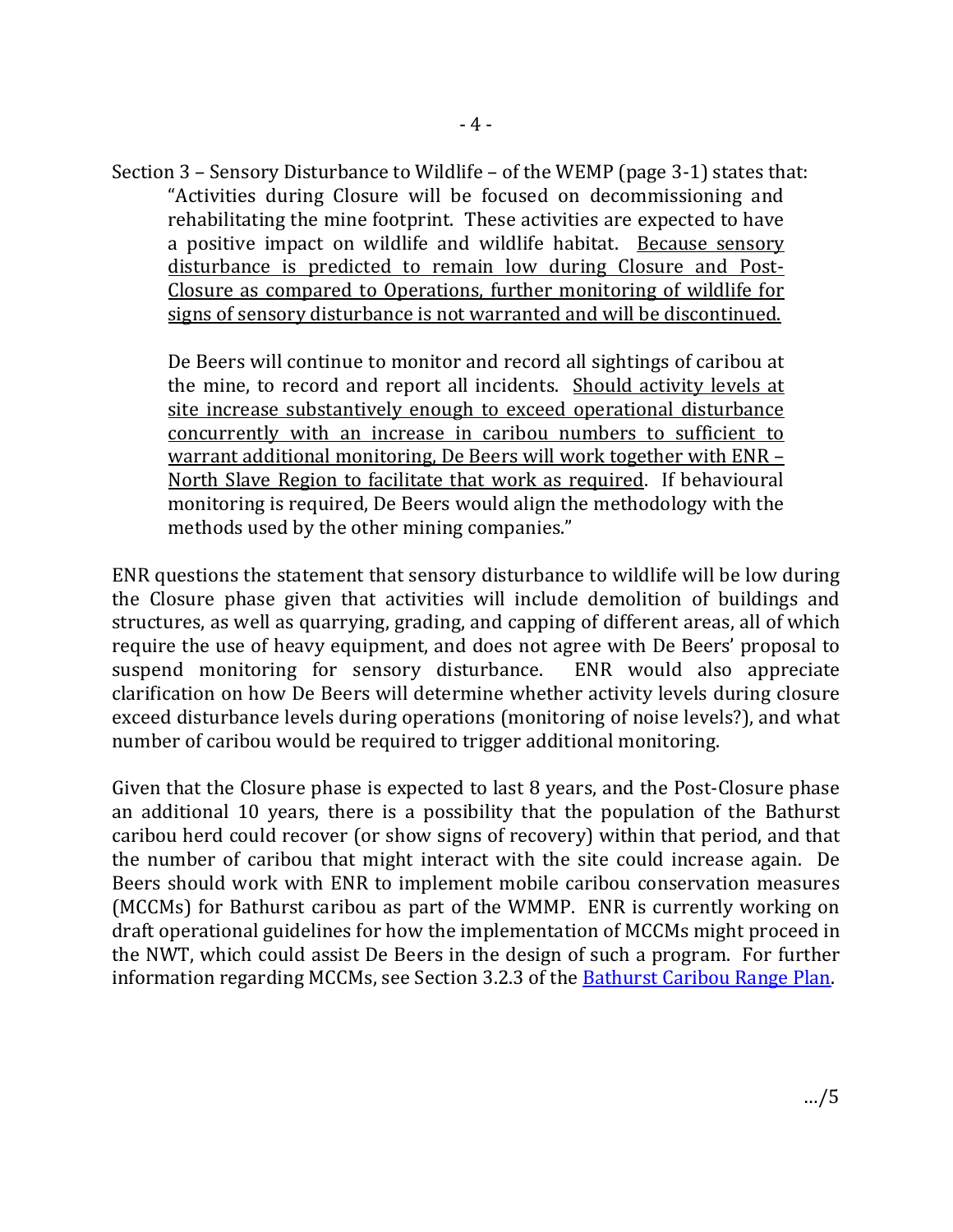Section 3 – Sensory Disturbance to Wildlife – of the WEMP (page 3-1) states that:

> "Activities during Closure will be focused on decommissioning and rehabilitating the mine footprint. These activities are expected to have a positive impact on wildlife and wildlife habitat. <u>Because sensory disturbance is predicted to remain low during Closure and Post-Closure as compared to Operations, further monitoring of wildlife for signs of sensory disturbance is not warranted and will be discontinued.</u>
>
> De Beers will continue to monitor and record all sightings of caribou at the mine, to record and report all incidents. <u>Should activity levels at site increase substantively enough to exceed operational disturbance concurrently with an increase in caribou numbers to sufficient to warrant additional monitoring, De Beers will work together with ENR – North Slave Region to facilitate that work as required</u>. If behavioural monitoring is required, De Beers would align the methodology with the methods used by the other mining companies."

ENR questions the statement that sensory disturbance to wildlife will be low during the Closure phase given that activities will include demolition of buildings and structures, as well as quarrying, grading, and capping of different areas, all of which require the use of heavy equipment, and does not agree with De Beers' proposal to suspend monitoring for sensory disturbance. ENR would also appreciate clarification on how De Beers will determine whether activity levels during closure exceed disturbance levels during operations (monitoring of noise levels?), and what number of caribou would be required to trigger additional monitoring.

Given that the Closure phase is expected to last 8 years, and the Post-Closure phase an additional 10 years, there is a possibility that the population of the Bathurst caribou herd could recover (or show signs of recovery) within that period, and that the number of caribou that might interact with the site could increase again. De Beers should work with ENR to implement mobile caribou conservation measures (MCCMs) for Bathurst caribou as part of the WMMP. ENR is currently working on draft operational guidelines for how the implementation of MCCMs might proceed in the NWT, which could assist De Beers in the design of such a program. For further information regarding MCCMs, see Section 3.2.3 of the <u>Bathurst Caribou Range Plan</u>.

…/5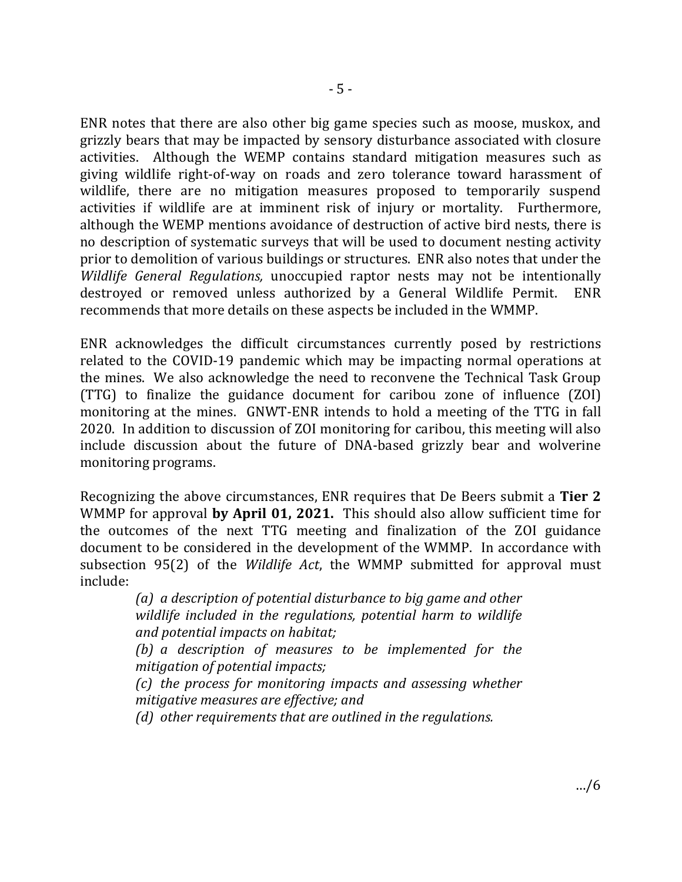ENR notes that there are also other big game species such as moose, muskox, and grizzly bears that may be impacted by sensory disturbance associated with closure activities. Although the WEMP contains standard mitigation measures such as giving wildlife right-of-way on roads and zero tolerance toward harassment of wildlife, there are no mitigation measures proposed to temporarily suspend activities if wildlife are at imminent risk of injury or mortality. Furthermore, although the WEMP mentions avoidance of destruction of active bird nests, there is no description of systematic surveys that will be used to document nesting activity prior to demolition of various buildings or structures. ENR also notes that under the *Wildlife General Regulations,* unoccupied raptor nests may not be intentionally destroyed or removed unless authorized by a General Wildlife Permit. ENR recommends that more details on these aspects be included in the WMMP.

ENR acknowledges the difficult circumstances currently posed by restrictions related to the COVID-19 pandemic which may be impacting normal operations at the mines. We also acknowledge the need to reconvene the Technical Task Group (TTG) to finalize the guidance document for caribou zone of influence (ZOI) monitoring at the mines. GNWT-ENR intends to hold a meeting of the TTG in fall 2020. In addition to discussion of ZOI monitoring for caribou, this meeting will also include discussion about the future of DNA-based grizzly bear and wolverine monitoring programs.

Recognizing the above circumstances, ENR requires that De Beers submit a **Tier 2** WMMP for approval **by April 01, 2021.** This should also allow sufficient time for the outcomes of the next TTG meeting and finalization of the ZOI guidance document to be considered in the development of the WMMP. In accordance with subsection 95(2) of the *Wildlife Act*, the WMMP submitted for approval must include:

> *(a) a description of potential disturbance to big game and other wildlife included in the regulations, potential harm to wildlife and potential impacts on habitat;*
>
> *(b) a description of measures to be implemented for the mitigation of potential impacts;*
>
> *(c) the process for monitoring impacts and assessing whether mitigative measures are effective; and*
>
> *(d) other requirements that are outlined in the regulations.*

.../6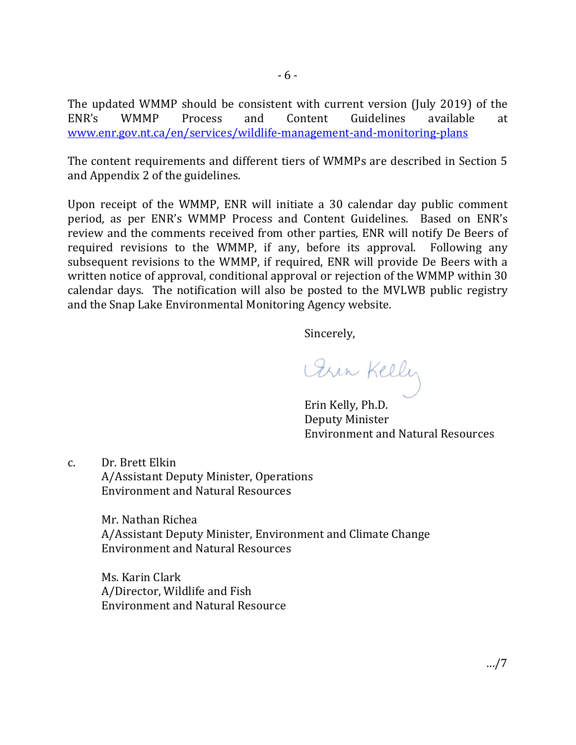The updated WMMP should be consistent with current version (July 2019) of the ENR's WMMP Process and Content Guidelines available at [www.enr.gov.nt.ca/en/services/wildlife-management-and-monitoring-plans](www.enr.gov.nt.ca/en/services/wildlife-management-and-monitoring-plans)

The content requirements and different tiers of WMMPs are described in Section 5 and Appendix 2 of the guidelines.

Upon receipt of the WMMP, ENR will initiate a 30 calendar day public comment period, as per ENR's WMMP Process and Content Guidelines. Based on ENR's review and the comments received from other parties, ENR will notify De Beers of required revisions to the WMMP, if any, before its approval. Following any subsequent revisions to the WMMP, if required, ENR will provide De Beers with a written notice of approval, conditional approval or rejection of the WMMP within 30 calendar days. The notification will also be posted to the MVLWB public registry and the Snap Lake Environmental Monitoring Agency website.

Sincerely,

Erin Kelly

Erin Kelly, Ph.D.
Deputy Minister
Environment and Natural Resources

c. Dr. Brett Elkin
A/Assistant Deputy Minister, Operations
Environment and Natural Resources

Mr. Nathan Richea
A/Assistant Deputy Minister, Environment and Climate Change
Environment and Natural Resources

Ms. Karin Clark
A/Director, Wildlife and Fish
Environment and Natural Resource

.../7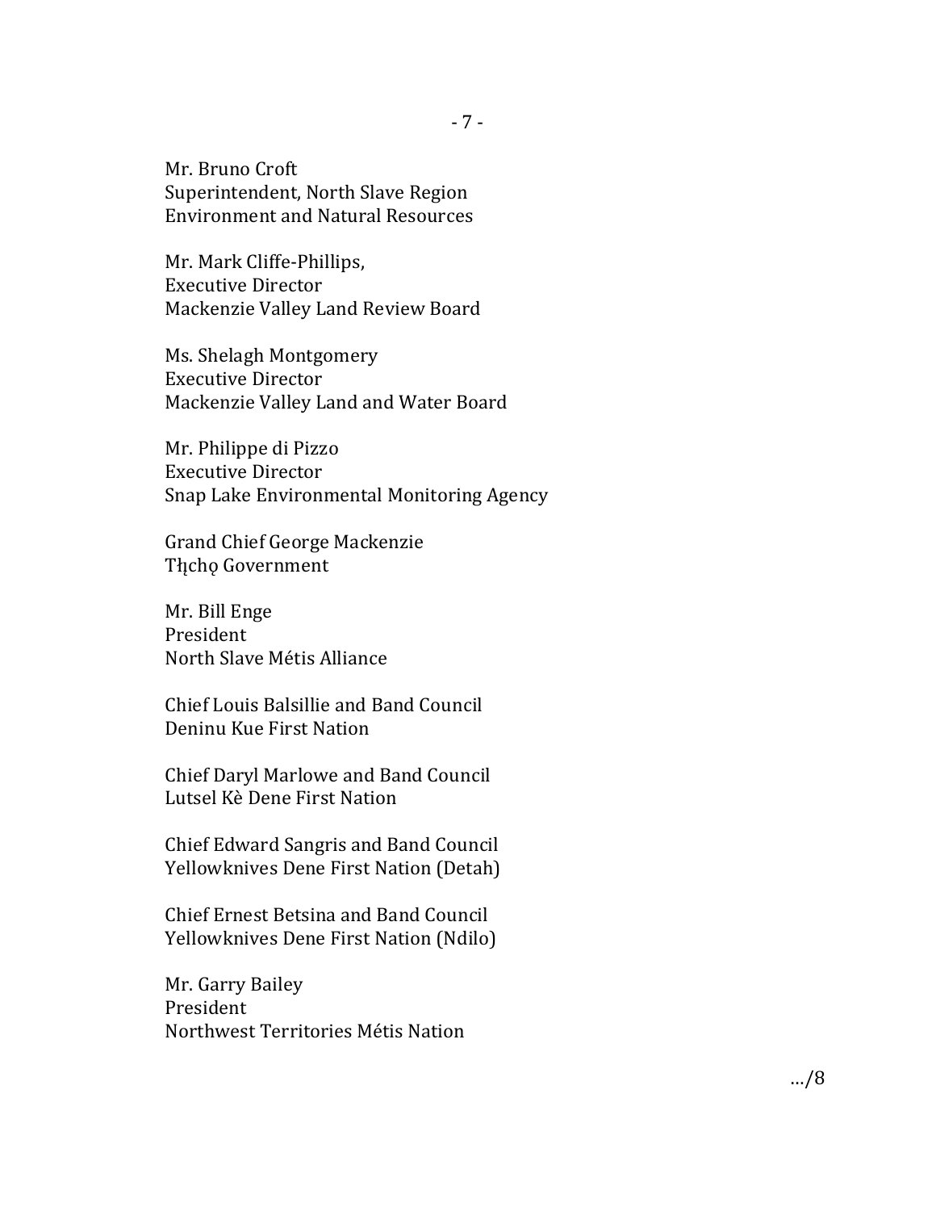Mr. Bruno Croft
Superintendent, North Slave Region
Environment and Natural Resources

Mr. Mark Cliffe-Phillips,
Executive Director
Mackenzie Valley Land Review Board

Ms. Shelagh Montgomery
Executive Director
Mackenzie Valley Land and Water Board

Mr. Philippe di Pizzo
Executive Director
Snap Lake Environmental Monitoring Agency

Grand Chief George Mackenzie
Tłı̨chǫ Government

Mr. Bill Enge
President
North Slave Métis Alliance

Chief Louis Balsillie and Band Council
Deninu Kue First Nation

Chief Daryl Marlowe and Band Council
Lutsel Kè Dene First Nation

Chief Edward Sangris and Band Council
Yellowknives Dene First Nation (Detah)

Chief Ernest Betsina and Band Council
Yellowknives Dene First Nation (Ndilo)

Mr. Garry Bailey
President
Northwest Territories Métis Nation

…/8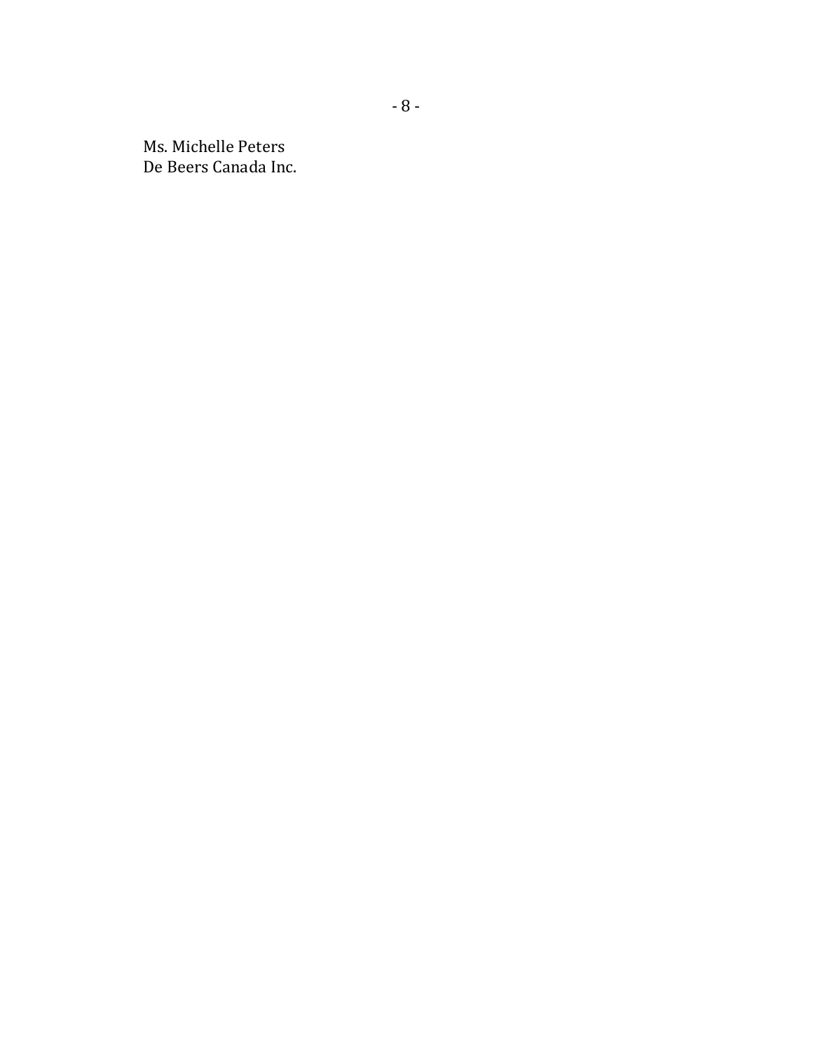Ms. Michelle Peters
De Beers Canada Inc.